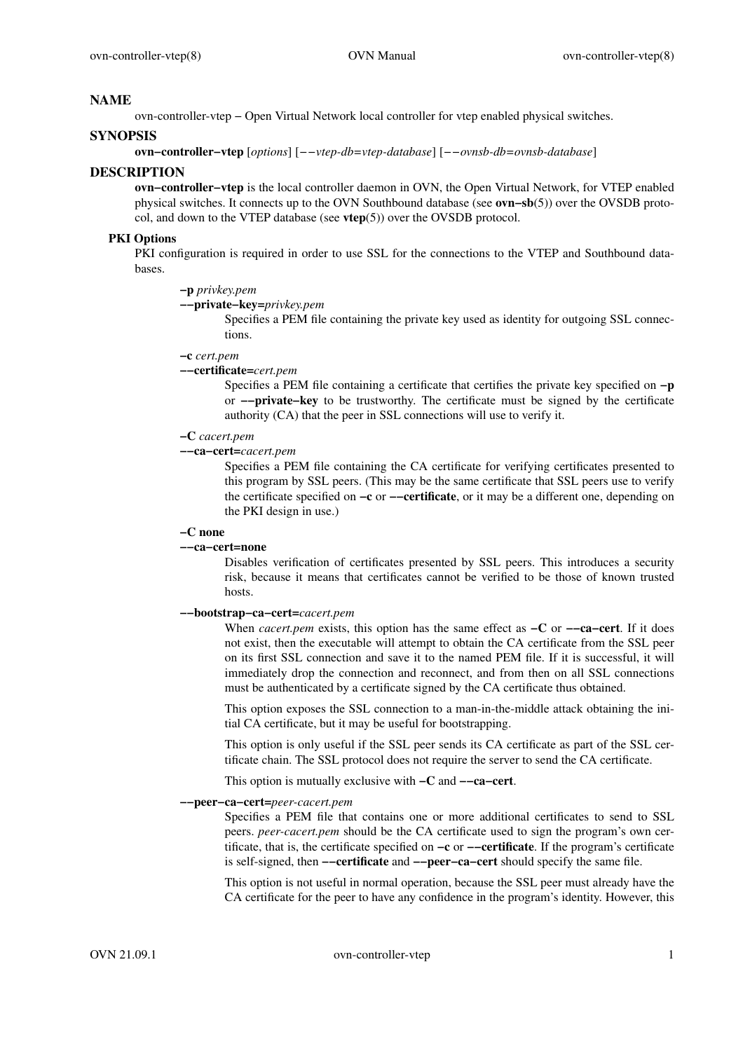## NAME

ovn-controller-vtep − Open Virtual Network local controller for vtep enabled physical switches.

## SYNOPSIS

**ovn−controller−vtep** [*options*] [−−*vtep-db*=*vtep-database*] [−−*ovnsb-db*=*ovnsb-database*]

## DESCRIPTION

**ovn−controller−vtep** is the local controller daemon in OVN, the Open Virtual Network, for VTEP enabled physical switches. It connects up to the OVN Southbound database (see **ovn−sb**(5)) over the OVSDB protocol, and down to the VTEP database (see **vtep**(5)) over the OVSDB protocol.

### PKI Options

PKI configuration is required in order to use SSL for the connections to the VTEP and Southbound databases.

**−p** *privkey.pem*
**−−private−key=***privkey.pem*

Specifies a PEM file containing the private key used as identity for outgoing SSL connections.

**−c** *cert.pem*
**−−certificate=***cert.pem*

Specifies a PEM file containing a certificate that certifies the private key specified on **−p** or **−−private−key** to be trustworthy. The certificate must be signed by the certificate authority (CA) that the peer in SSL connections will use to verify it.

**−C** *cacert.pem*
**−−ca−cert=***cacert.pem*

Specifies a PEM file containing the CA certificate for verifying certificates presented to this program by SSL peers. (This may be the same certificate that SSL peers use to verify the certificate specified on **−c** or **−−certificate**, or it may be a different one, depending on the PKI design in use.)

**−C none**
**−−ca−cert=none**

Disables verification of certificates presented by SSL peers. This introduces a security risk, because it means that certificates cannot be verified to be those of known trusted hosts.

**−−bootstrap−ca−cert=***cacert.pem*

When *cacert.pem* exists, this option has the same effect as **−C** or **−−ca−cert**. If it does not exist, then the executable will attempt to obtain the CA certificate from the SSL peer on its first SSL connection and save it to the named PEM file. If it is successful, it will immediately drop the connection and reconnect, and from then on all SSL connections must be authenticated by a certificate signed by the CA certificate thus obtained.

This option exposes the SSL connection to a man-in-the-middle attack obtaining the initial CA certificate, but it may be useful for bootstrapping.

This option is only useful if the SSL peer sends its CA certificate as part of the SSL certificate chain. The SSL protocol does not require the server to send the CA certificate.

This option is mutually exclusive with **−C** and **−−ca−cert**.

**−−peer−ca−cert=***peer-cacert.pem*

Specifies a PEM file that contains one or more additional certificates to send to SSL peers. *peer-cacert.pem* should be the CA certificate used to sign the program's own certificate, that is, the certificate specified on **−c** or **−−certificate**. If the program's certificate is self-signed, then **−−certificate** and **−−peer−ca−cert** should specify the same file.

This option is not useful in normal operation, because the SSL peer must already have the CA certificate for the peer to have any confidence in the program's identity. However, this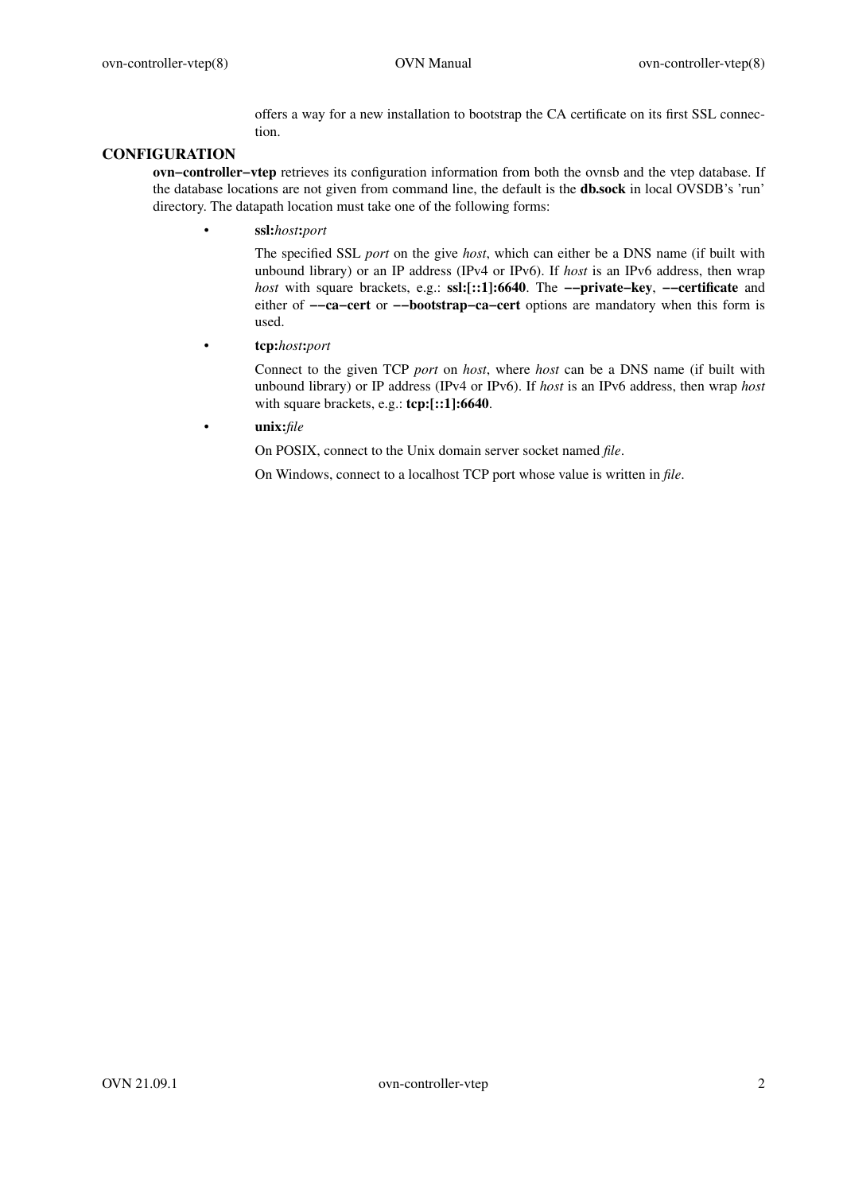offers a way for a new installation to bootstrap the CA certificate on its first SSL connection.

## CONFIGURATION

**ovn−controller−vtep** retrieves its configuration information from both the ovnsb and the vtep database. If the database locations are not given from command line, the default is the **db.sock** in local OVSDB's 'run' directory. The datapath location must take one of the following forms:

- **ssl:***host***:***port*

  The specified SSL *port* on the give *host*, which can either be a DNS name (if built with unbound library) or an IP address (IPv4 or IPv6). If *host* is an IPv6 address, then wrap *host* with square brackets, e.g.: **ssl:[::1]:6640**. The **−−private−key**, **−−certificate** and either of **−−ca−cert** or **−−bootstrap−ca−cert** options are mandatory when this form is used.

- **tcp:***host***:***port*

  Connect to the given TCP *port* on *host*, where *host* can be a DNS name (if built with unbound library) or IP address (IPv4 or IPv6). If *host* is an IPv6 address, then wrap *host* with square brackets, e.g.: **tcp:[::1]:6640**.

- **unix:***file*

  On POSIX, connect to the Unix domain server socket named *file*.

  On Windows, connect to a localhost TCP port whose value is written in *file*.